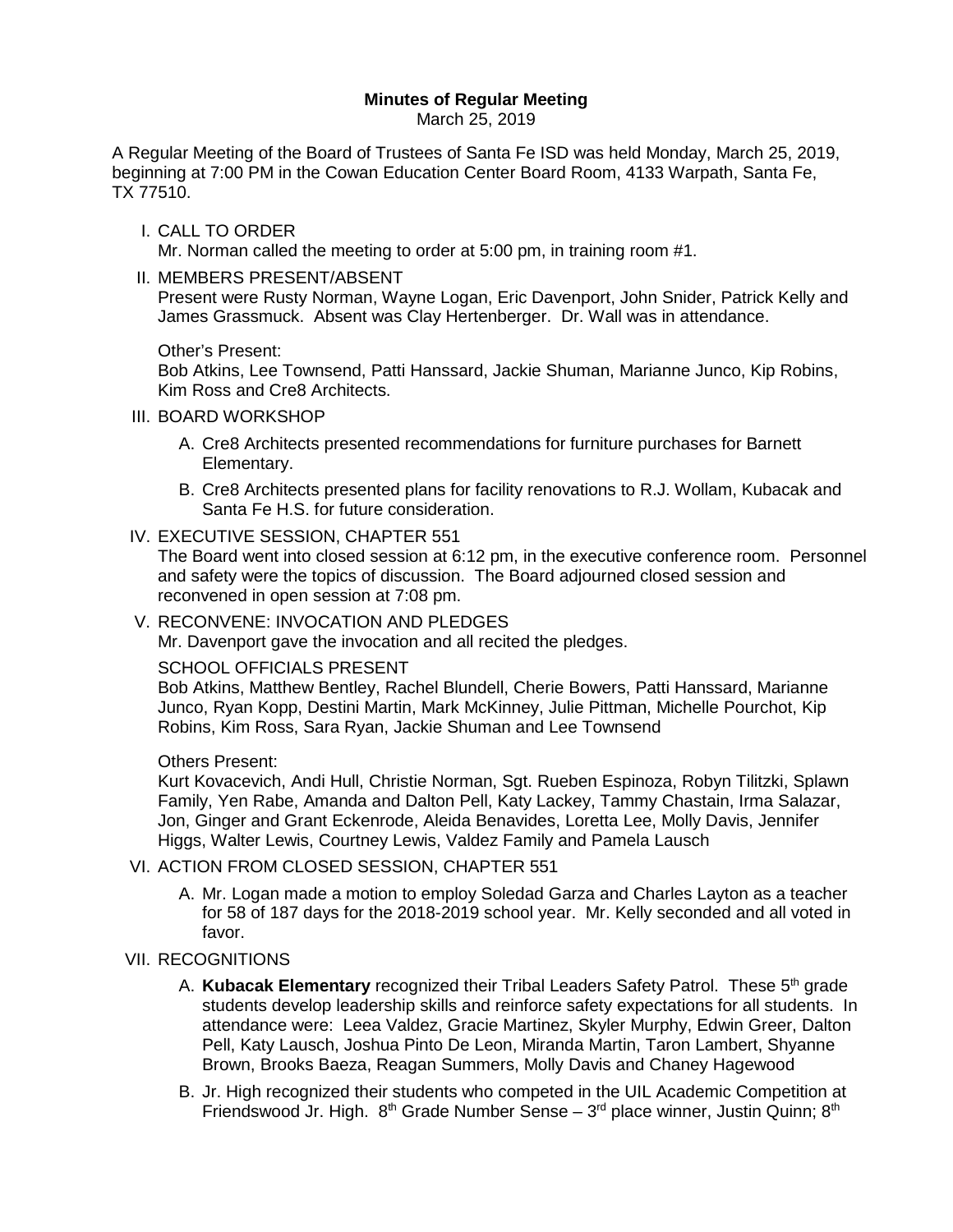**Minutes of Regular Meeting**

March 25, 2019

A Regular Meeting of the Board of Trustees of Santa Fe ISD was held Monday, March 25, 2019, beginning at 7:00 PM in the Cowan Education Center Board Room, 4133 Warpath, Santa Fe, TX 77510.

I. CALL TO ORDER

Mr. Norman called the meeting to order at 5:00 pm, in training room #1.

II. MEMBERS PRESENT/ABSENT

Present were Rusty Norman, Wayne Logan, Eric Davenport, John Snider, Patrick Kelly and James Grassmuck. Absent was Clay Hertenberger. Dr. Wall was in attendance.

Other's Present:

Bob Atkins, Lee Townsend, Patti Hanssard, Jackie Shuman, Marianne Junco, Kip Robins, Kim Ross and Cre8 Architects.

III. BOARD WORKSHOP

A. Cre8 Architects presented recommendations for furniture purchases for Barnett Elementary.

B. Cre8 Architects presented plans for facility renovations to R.J. Wollam, Kubacak and Santa Fe H.S. for future consideration.

IV. EXECUTIVE SESSION, CHAPTER 551

The Board went into closed session at 6:12 pm, in the executive conference room. Personnel and safety were the topics of discussion. The Board adjourned closed session and reconvened in open session at 7:08 pm.

V. RECONVENE: INVOCATION AND PLEDGES

Mr. Davenport gave the invocation and all recited the pledges.

SCHOOL OFFICIALS PRESENT

Bob Atkins, Matthew Bentley, Rachel Blundell, Cherie Bowers, Patti Hanssard, Marianne Junco, Ryan Kopp, Destini Martin, Mark McKinney, Julie Pittman, Michelle Pourchot, Kip Robins, Kim Ross, Sara Ryan, Jackie Shuman and Lee Townsend

Others Present:

Kurt Kovacevich, Andi Hull, Christie Norman, Sgt. Rueben Espinoza, Robyn Tilitzki, Splawn Family, Yen Rabe, Amanda and Dalton Pell, Katy Lackey, Tammy Chastain, Irma Salazar, Jon, Ginger and Grant Eckenrode, Aleida Benavides, Loretta Lee, Molly Davis, Jennifer Higgs, Walter Lewis, Courtney Lewis, Valdez Family and Pamela Lausch

VI. ACTION FROM CLOSED SESSION, CHAPTER 551

A. Mr. Logan made a motion to employ Soledad Garza and Charles Layton as a teacher for 58 of 187 days for the 2018-2019 school year. Mr. Kelly seconded and all voted in favor.

VII. RECOGNITIONS

A. **Kubacak Elementary** recognized their Tribal Leaders Safety Patrol. These 5th grade students develop leadership skills and reinforce safety expectations for all students. In attendance were: Leea Valdez, Gracie Martinez, Skyler Murphy, Edwin Greer, Dalton Pell, Katy Lausch, Joshua Pinto De Leon, Miranda Martin, Taron Lambert, Shyanne Brown, Brooks Baeza, Reagan Summers, Molly Davis and Chaney Hagewood

B. Jr. High recognized their students who competed in the UIL Academic Competition at Friendswood Jr. High. 8th Grade Number Sense – 3rd place winner, Justin Quinn; 8th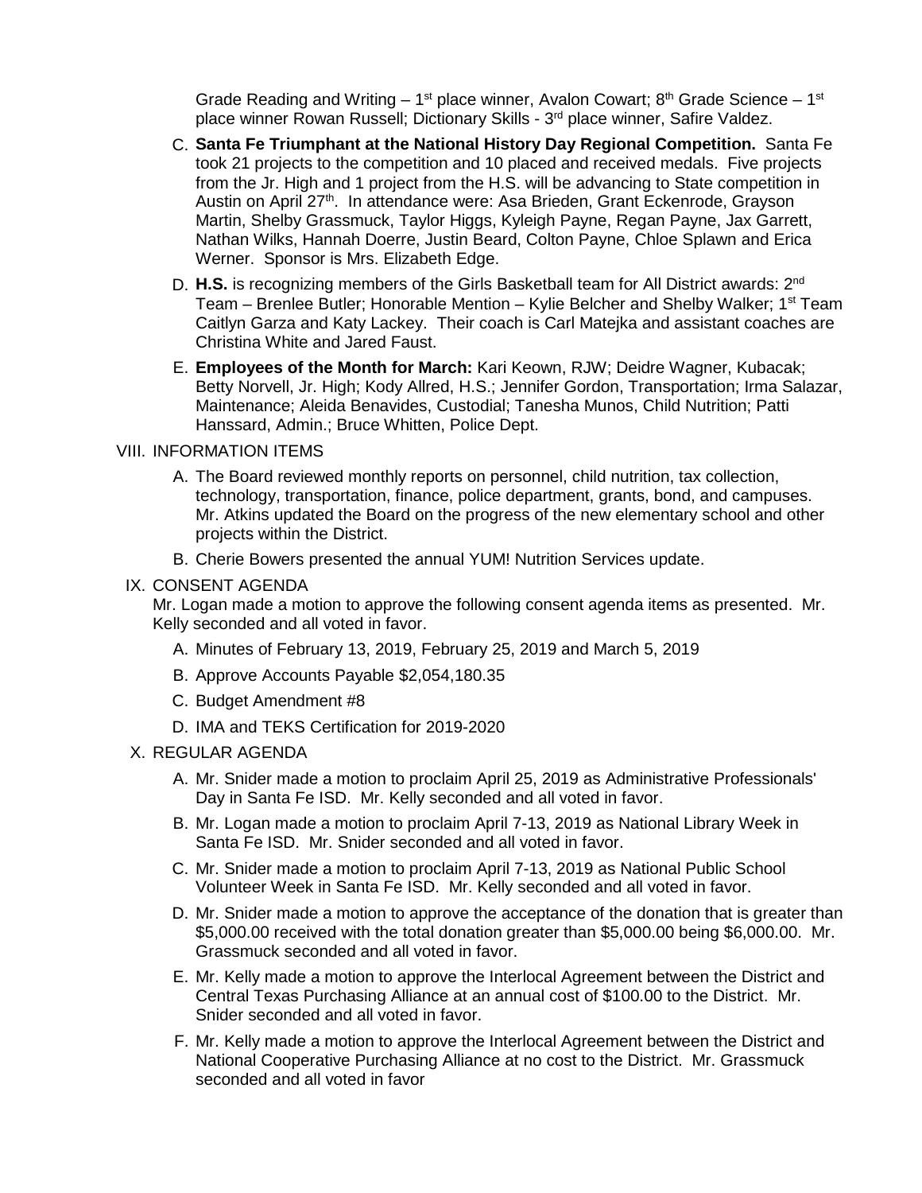Grade Reading and Writing – 1st place winner, Avalon Cowart; 8th Grade Science – 1st place winner Rowan Russell; Dictionary Skills - 3rd place winner, Safire Valdez.

C. **Santa Fe Triumphant at the National History Day Regional Competition.** Santa Fe took 21 projects to the competition and 10 placed and received medals. Five projects from the Jr. High and 1 project from the H.S. will be advancing to State competition in Austin on April 27th. In attendance were: Asa Brieden, Grant Eckenrode, Grayson Martin, Shelby Grassmuck, Taylor Higgs, Kyleigh Payne, Regan Payne, Jax Garrett, Nathan Wilks, Hannah Doerre, Justin Beard, Colton Payne, Chloe Splawn and Erica Werner. Sponsor is Mrs. Elizabeth Edge.

D. **H.S.** is recognizing members of the Girls Basketball team for All District awards: 2nd Team – Brenlee Butler; Honorable Mention – Kylie Belcher and Shelby Walker; 1st Team Caitlyn Garza and Katy Lackey. Their coach is Carl Matejka and assistant coaches are Christina White and Jared Faust.

E. **Employees of the Month for March:** Kari Keown, RJW; Deidre Wagner, Kubacak; Betty Norvell, Jr. High; Kody Allred, H.S.; Jennifer Gordon, Transportation; Irma Salazar, Maintenance; Aleida Benavides, Custodial; Tanesha Munos, Child Nutrition; Patti Hanssard, Admin.; Bruce Whitten, Police Dept.

VIII. INFORMATION ITEMS

A. The Board reviewed monthly reports on personnel, child nutrition, tax collection, technology, transportation, finance, police department, grants, bond, and campuses. Mr. Atkins updated the Board on the progress of the new elementary school and other projects within the District.

B. Cherie Bowers presented the annual YUM! Nutrition Services update.

IX. CONSENT AGENDA

Mr. Logan made a motion to approve the following consent agenda items as presented. Mr. Kelly seconded and all voted in favor.

A. Minutes of February 13, 2019, February 25, 2019 and March 5, 2019

B. Approve Accounts Payable $2,054,180.35

C. Budget Amendment #8

D. IMA and TEKS Certification for 2019-2020

X. REGULAR AGENDA

A. Mr. Snider made a motion to proclaim April 25, 2019 as Administrative Professionals' Day in Santa Fe ISD. Mr. Kelly seconded and all voted in favor.

B. Mr. Logan made a motion to proclaim April 7-13, 2019 as National Library Week in Santa Fe ISD. Mr. Snider seconded and all voted in favor.

C. Mr. Snider made a motion to proclaim April 7-13, 2019 as National Public School Volunteer Week in Santa Fe ISD. Mr. Kelly seconded and all voted in favor.

D. Mr. Snider made a motion to approve the acceptance of the donation that is greater than $5,000.00 received with the total donation greater than $5,000.00 being $6,000.00. Mr. Grassmuck seconded and all voted in favor.

E. Mr. Kelly made a motion to approve the Interlocal Agreement between the District and Central Texas Purchasing Alliance at an annual cost of $100.00 to the District. Mr. Snider seconded and all voted in favor.

F. Mr. Kelly made a motion to approve the Interlocal Agreement between the District and National Cooperative Purchasing Alliance at no cost to the District. Mr. Grassmuck seconded and all voted in favor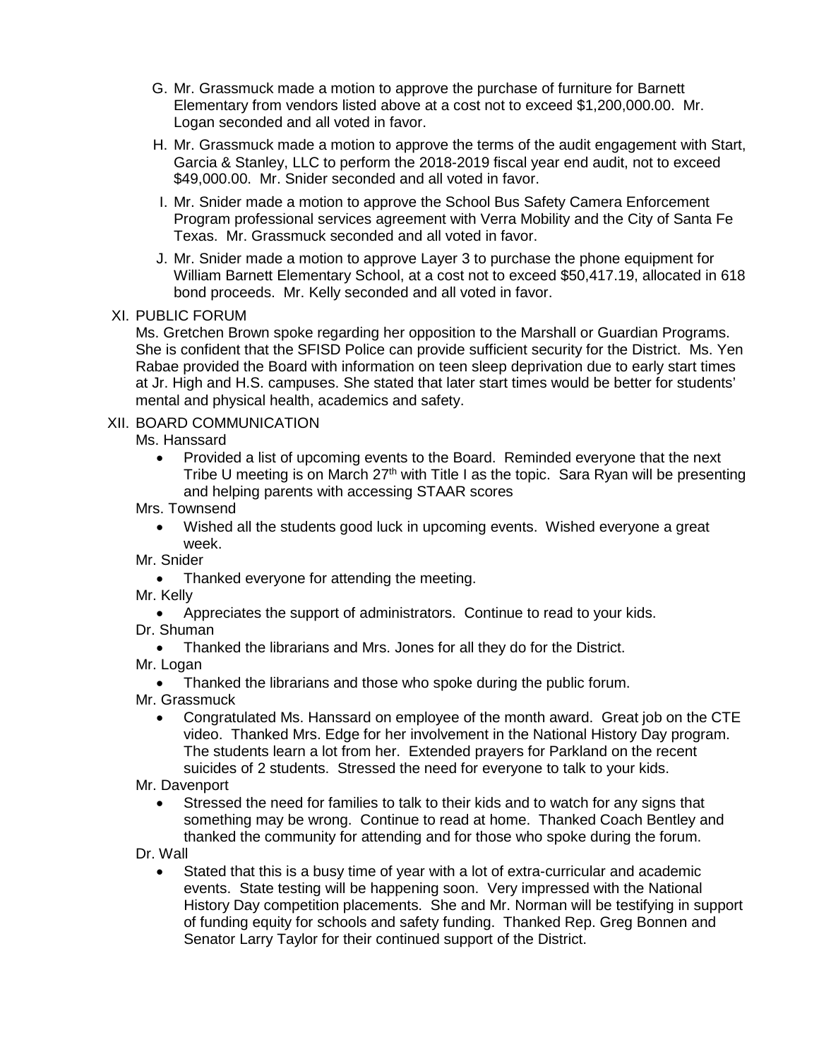G. Mr. Grassmuck made a motion to approve the purchase of furniture for Barnett Elementary from vendors listed above at a cost not to exceed $1,200,000.00. Mr. Logan seconded and all voted in favor.

H. Mr. Grassmuck made a motion to approve the terms of the audit engagement with Start, Garcia & Stanley, LLC to perform the 2018-2019 fiscal year end audit, not to exceed $49,000.00. Mr. Snider seconded and all voted in favor.

I. Mr. Snider made a motion to approve the School Bus Safety Camera Enforcement Program professional services agreement with Verra Mobility and the City of Santa Fe Texas. Mr. Grassmuck seconded and all voted in favor.

J. Mr. Snider made a motion to approve Layer 3 to purchase the phone equipment for William Barnett Elementary School, at a cost not to exceed $50,417.19, allocated in 618 bond proceeds. Mr. Kelly seconded and all voted in favor.

XI. PUBLIC FORUM

Ms. Gretchen Brown spoke regarding her opposition to the Marshall or Guardian Programs. She is confident that the SFISD Police can provide sufficient security for the District. Ms. Yen Rabae provided the Board with information on teen sleep deprivation due to early start times at Jr. High and H.S. campuses. She stated that later start times would be better for students' mental and physical health, academics and safety.

XII. BOARD COMMUNICATION

Ms. Hanssard

- Provided a list of upcoming events to the Board. Reminded everyone that the next Tribe U meeting is on March 27th with Title I as the topic. Sara Ryan will be presenting and helping parents with accessing STAAR scores

Mrs. Townsend

- Wished all the students good luck in upcoming events. Wished everyone a great week.

Mr. Snider

- Thanked everyone for attending the meeting.

Mr. Kelly

- Appreciates the support of administrators. Continue to read to your kids.

Dr. Shuman

- Thanked the librarians and Mrs. Jones for all they do for the District.

Mr. Logan

- Thanked the librarians and those who spoke during the public forum.

Mr. Grassmuck

- Congratulated Ms. Hanssard on employee of the month award. Great job on the CTE video. Thanked Mrs. Edge for her involvement in the National History Day program. The students learn a lot from her. Extended prayers for Parkland on the recent suicides of 2 students. Stressed the need for everyone to talk to your kids.

Mr. Davenport

- Stressed the need for families to talk to their kids and to watch for any signs that something may be wrong. Continue to read at home. Thanked Coach Bentley and thanked the community for attending and for those who spoke during the forum.

Dr. Wall

- Stated that this is a busy time of year with a lot of extra-curricular and academic events. State testing will be happening soon. Very impressed with the National History Day competition placements. She and Mr. Norman will be testifying in support of funding equity for schools and safety funding. Thanked Rep. Greg Bonnen and Senator Larry Taylor for their continued support of the District.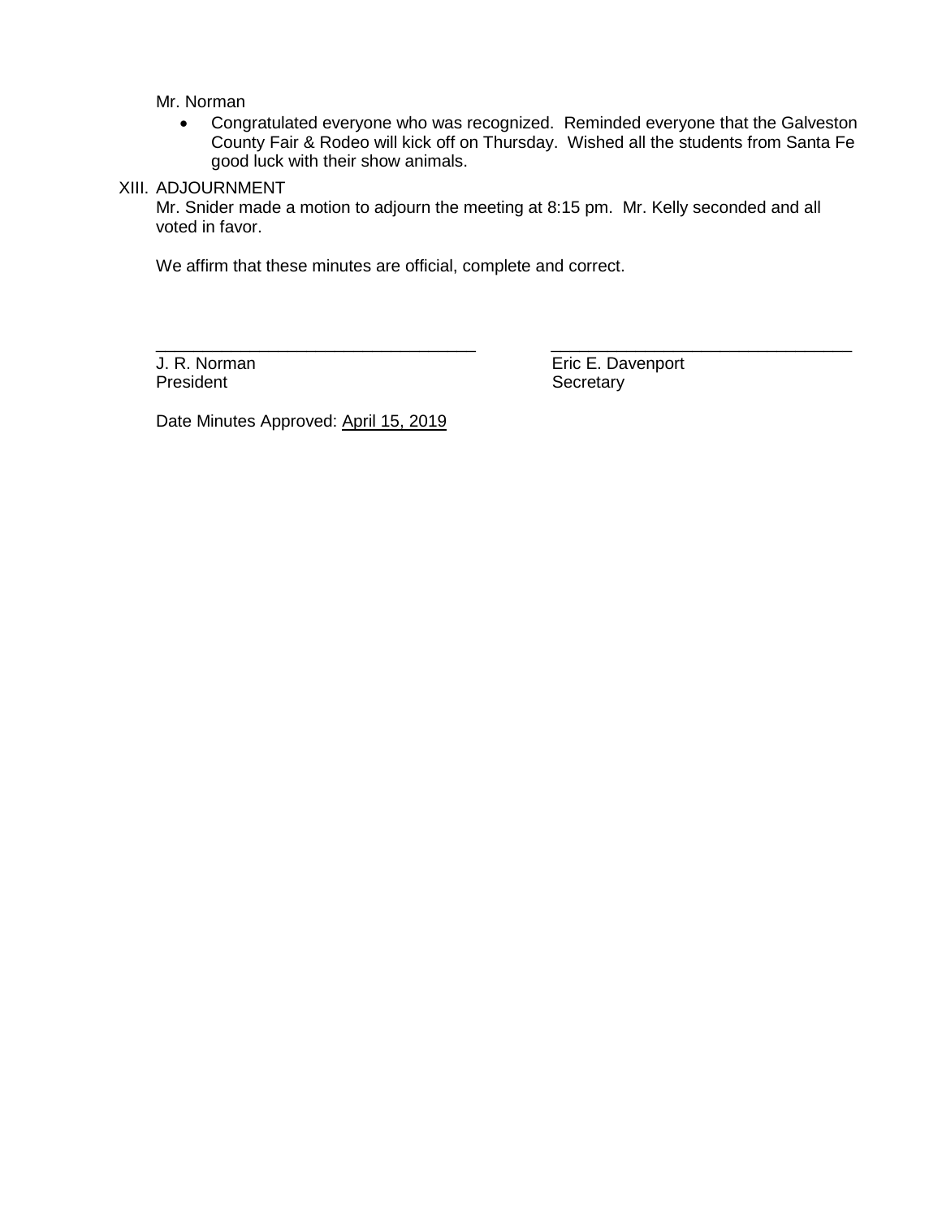Mr. Norman

- Congratulated everyone who was recognized. Reminded everyone that the Galveston County Fair & Rodeo will kick off on Thursday. Wished all the students from Santa Fe good luck with their show animals.

XIII. ADJOURNMENT

Mr. Snider made a motion to adjourn the meeting at 8:15 pm. Mr. Kelly seconded and all voted in favor.

We affirm that these minutes are official, complete and correct.

| | |
|---|---|
| \_\_\_\_\_\_\_\_\_\_\_\_\_\_\_\_\_\_\_\_\_\_\_\_\_\_\_\_\_\_\_\_\_\_ | \_\_\_\_\_\_\_\_\_\_\_\_\_\_\_\_\_\_\_\_\_\_\_\_\_\_\_\_\_\_\_\_\_\_ |
| J. R. Norman | Eric E. Davenport |
| President | Secretary |

Date Minutes Approved: <u>April 15, 2019</u>